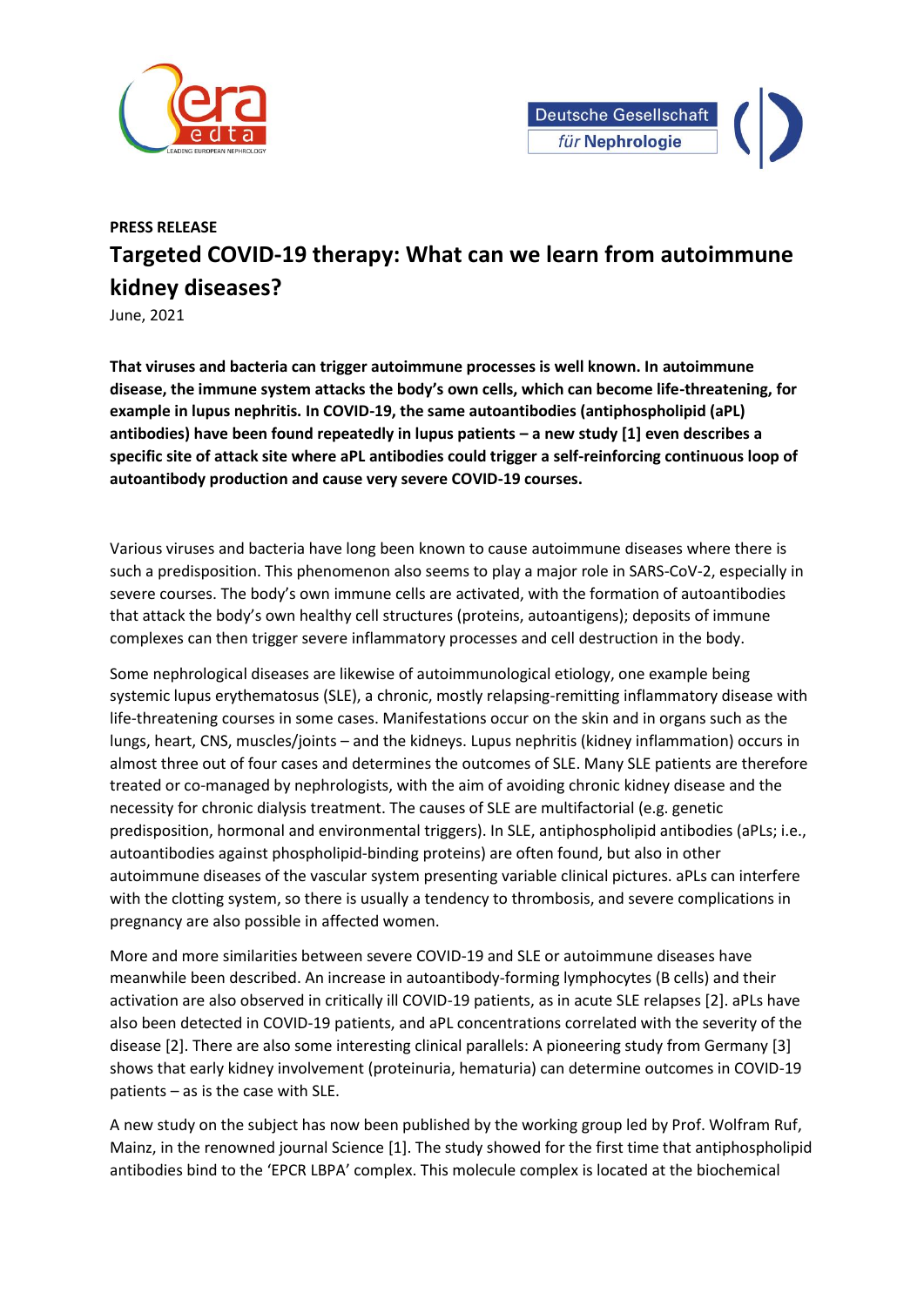**PRESS RELEASE**

# Targeted COVID-19 therapy: What can we learn from autoimmune kidney diseases?

June, 2021

**That viruses and bacteria can trigger autoimmune processes is well known. In autoimmune disease, the immune system attacks the body's own cells, which can become life-threatening, for example in lupus nephritis. In COVID-19, the same autoantibodies (antiphospholipid (aPL) antibodies) have been found repeatedly in lupus patients – a new study [1] even describes a specific site of attack site where aPL antibodies could trigger a self-reinforcing continuous loop of autoantibody production and cause very severe COVID-19 courses.**

Various viruses and bacteria have long been known to cause autoimmune diseases where there is such a predisposition. This phenomenon also seems to play a major role in SARS-CoV-2, especially in severe courses. The body's own immune cells are activated, with the formation of autoantibodies that attack the body's own healthy cell structures (proteins, autoantigens); deposits of immune complexes can then trigger severe inflammatory processes and cell destruction in the body.

Some nephrological diseases are likewise of autoimmunological etiology, one example being systemic lupus erythematosus (SLE), a chronic, mostly relapsing-remitting inflammatory disease with life-threatening courses in some cases. Manifestations occur on the skin and in organs such as the lungs, heart, CNS, muscles/joints – and the kidneys. Lupus nephritis (kidney inflammation) occurs in almost three out of four cases and determines the outcomes of SLE. Many SLE patients are therefore treated or co-managed by nephrologists, with the aim of avoiding chronic kidney disease and the necessity for chronic dialysis treatment. The causes of SLE are multifactorial (e.g. genetic predisposition, hormonal and environmental triggers). In SLE, antiphospholipid antibodies (aPLs; i.e., autoantibodies against phospholipid-binding proteins) are often found, but also in other autoimmune diseases of the vascular system presenting variable clinical pictures. aPLs can interfere with the clotting system, so there is usually a tendency to thrombosis, and severe complications in pregnancy are also possible in affected women.

More and more similarities between severe COVID-19 and SLE or autoimmune diseases have meanwhile been described. An increase in autoantibody-forming lymphocytes (B cells) and their activation are also observed in critically ill COVID-19 patients, as in acute SLE relapses [2]. aPLs have also been detected in COVID-19 patients, and aPL concentrations correlated with the severity of the disease [2]. There are also some interesting clinical parallels: A pioneering study from Germany [3] shows that early kidney involvement (proteinuria, hematuria) can determine outcomes in COVID-19 patients – as is the case with SLE.

A new study on the subject has now been published by the working group led by Prof. Wolfram Ruf, Mainz, in the renowned journal Science [1]. The study showed for the first time that antiphospholipid antibodies bind to the 'EPCR LBPA' complex. This molecule complex is located at the biochemical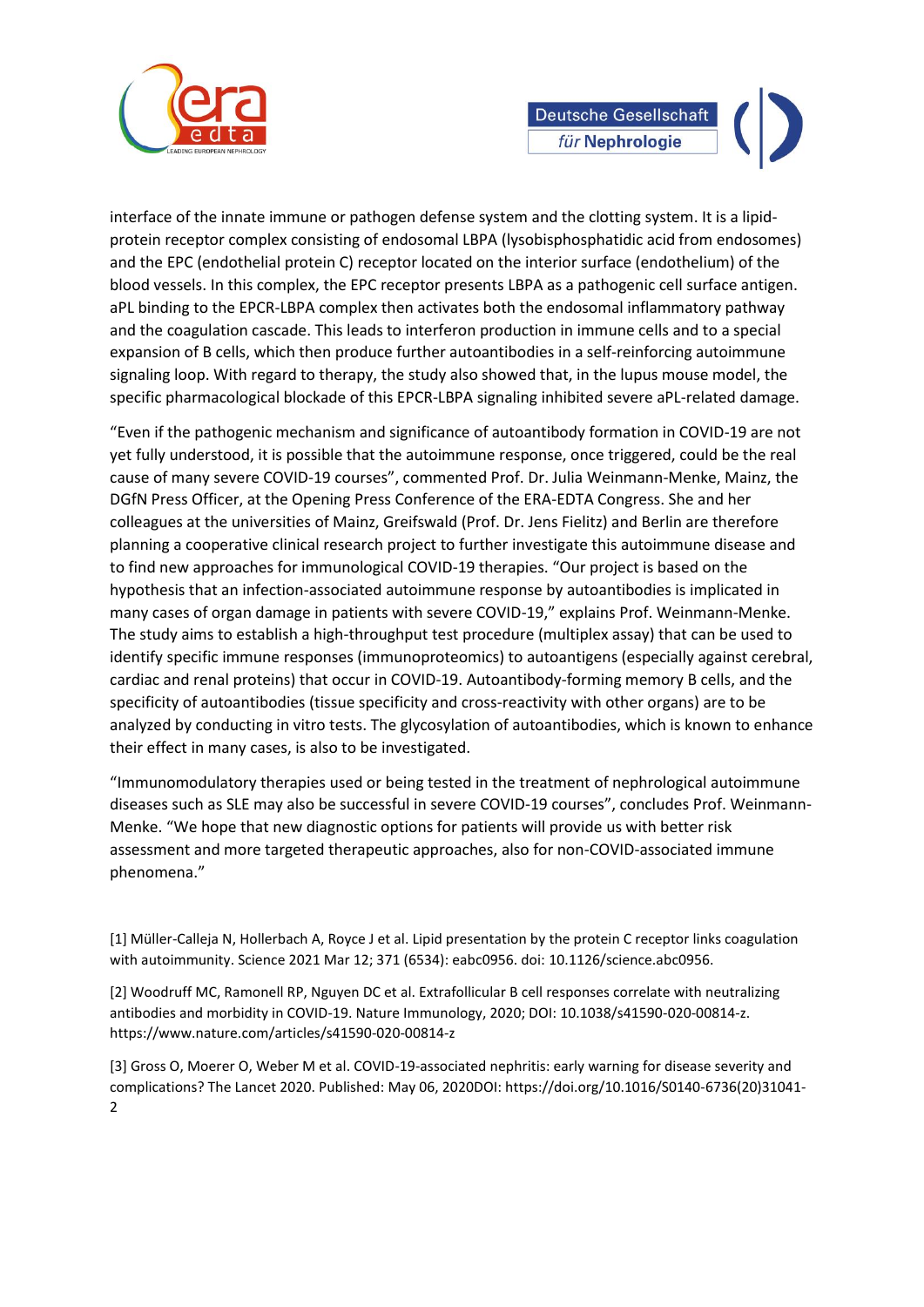interface of the innate immune or pathogen defense system and the clotting system. It is a lipid-protein receptor complex consisting of endosomal LBPA (lysobisphosphatidic acid from endosomes) and the EPC (endothelial protein C) receptor located on the interior surface (endothelium) of the blood vessels. In this complex, the EPC receptor presents LBPA as a pathogenic cell surface antigen. aPL binding to the EPCR-LBPA complex then activates both the endosomal inflammatory pathway and the coagulation cascade. This leads to interferon production in immune cells and to a special expansion of B cells, which then produce further autoantibodies in a self-reinforcing autoimmune signaling loop. With regard to therapy, the study also showed that, in the lupus mouse model, the specific pharmacological blockade of this EPCR-LBPA signaling inhibited severe aPL-related damage.

"Even if the pathogenic mechanism and significance of autoantibody formation in COVID-19 are not yet fully understood, it is possible that the autoimmune response, once triggered, could be the real cause of many severe COVID-19 courses", commented Prof. Dr. Julia Weinmann-Menke, Mainz, the DGfN Press Officer, at the Opening Press Conference of the ERA-EDTA Congress. She and her colleagues at the universities of Mainz, Greifswald (Prof. Dr. Jens Fielitz) and Berlin are therefore planning a cooperative clinical research project to further investigate this autoimmune disease and to find new approaches for immunological COVID-19 therapies. "Our project is based on the hypothesis that an infection-associated autoimmune response by autoantibodies is implicated in many cases of organ damage in patients with severe COVID-19," explains Prof. Weinmann-Menke. The study aims to establish a high-throughput test procedure (multiplex assay) that can be used to identify specific immune responses (immunoproteomics) to autoantigens (especially against cerebral, cardiac and renal proteins) that occur in COVID-19. Autoantibody-forming memory B cells, and the specificity of autoantibodies (tissue specificity and cross-reactivity with other organs) are to be analyzed by conducting in vitro tests. The glycosylation of autoantibodies, which is known to enhance their effect in many cases, is also to be investigated.

"Immunomodulatory therapies used or being tested in the treatment of nephrological autoimmune diseases such as SLE may also be successful in severe COVID-19 courses", concludes Prof. Weinmann-Menke. "We hope that new diagnostic options for patients will provide us with better risk assessment and more targeted therapeutic approaches, also for non-COVID-associated immune phenomena."

[1] Müller-Calleja N, Hollerbach A, Royce J et al. Lipid presentation by the protein C receptor links coagulation with autoimmunity. Science 2021 Mar 12; 371 (6534): eabc0956. doi: 10.1126/science.abc0956.

[2] Woodruff MC, Ramonell RP, Nguyen DC et al. Extrafollicular B cell responses correlate with neutralizing antibodies and morbidity in COVID-19. Nature Immunology, 2020; DOI: 10.1038/s41590-020-00814-z. https://www.nature.com/articles/s41590-020-00814-z

[3] Gross O, Moerer O, Weber M et al. COVID-19-associated nephritis: early warning for disease severity and complications? The Lancet 2020. Published: May 06, 2020DOI: https://doi.org/10.1016/S0140-6736(20)31041-2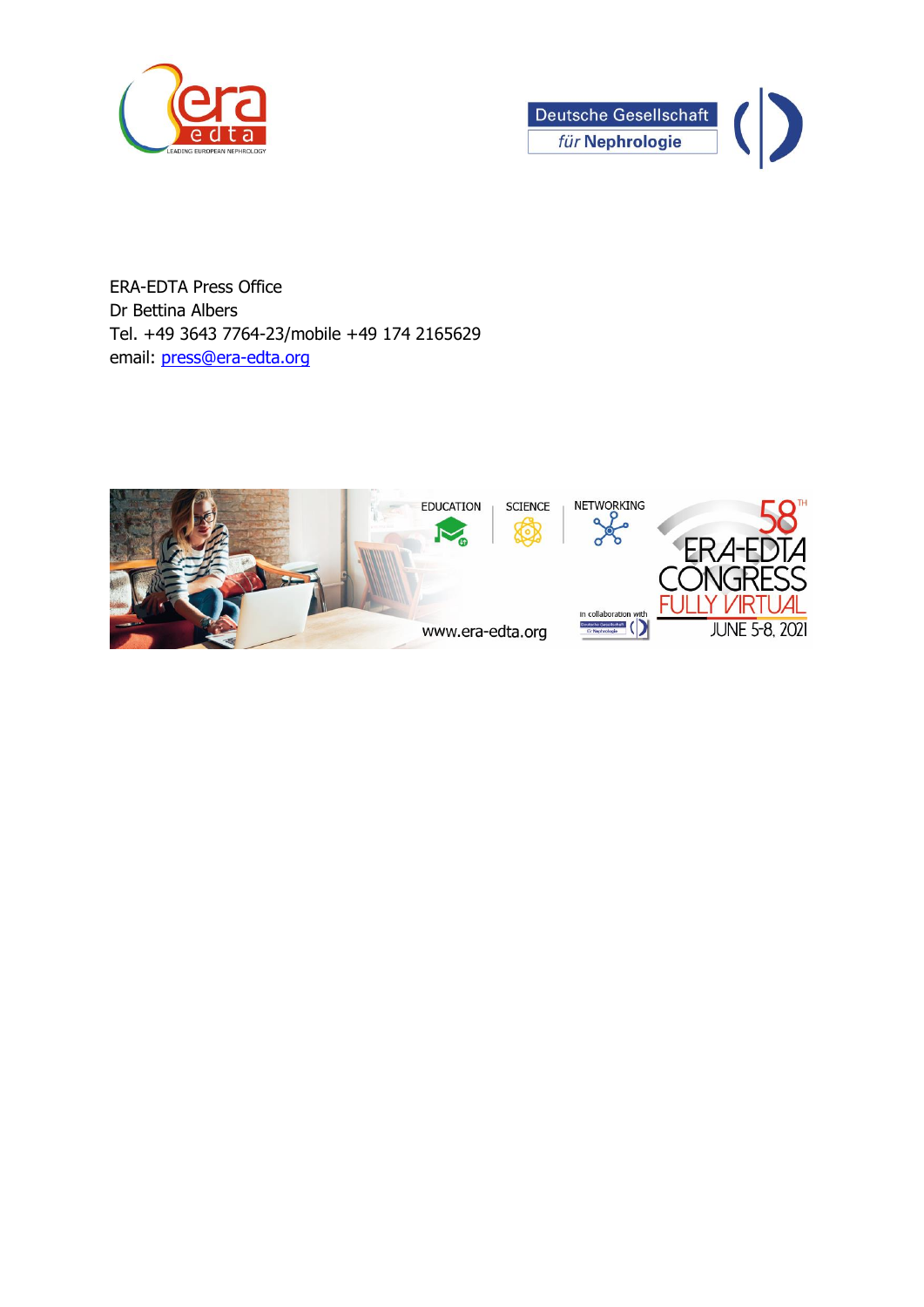ERA-EDTA Press Office
Dr Bettina Albers
Tel. +49 3643 7764-23/mobile +49 174 2165629
email: [press@era-edta.org](mailto:press@era-edta.org)

EDUCATION | SCIENCE | NETWORKING

58TH ERA-EDTA CONGRESS
FULLY VIRTUAL
JUNE 5-8, 2021

in collaboration with Deutsche Gesellschaft für Nephrologie

www.era-edta.org